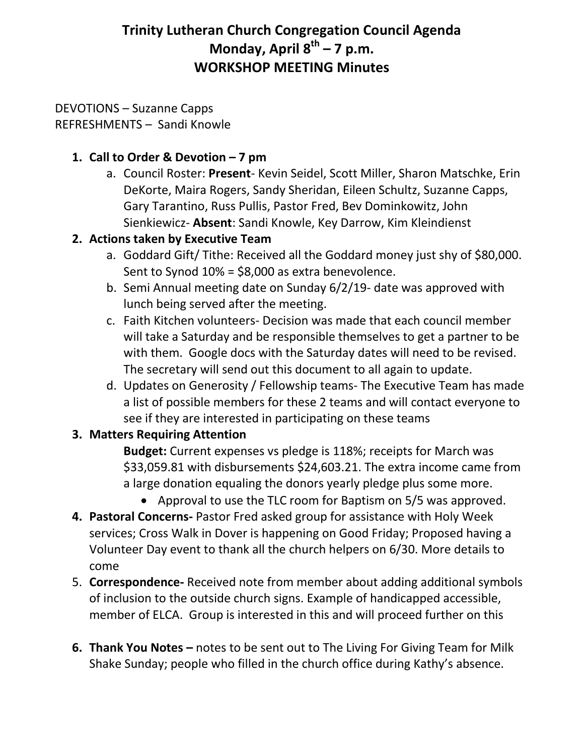# Trinity Lutheran Church Congregation Council Agenda
# Monday, April 8th – 7 p.m.
# WORKSHOP MEETING Minutes

DEVOTIONS – Suzanne Capps
REFRESHMENTS – Sandi Knowle

1. **Call to Order & Devotion – 7 pm**
   a. Council Roster: **Present**- Kevin Seidel, Scott Miller, Sharon Matschke, Erin DeKorte, Maira Rogers, Sandy Sheridan, Eileen Schultz, Suzanne Capps, Gary Tarantino, Russ Pullis, Pastor Fred, Bev Dominkowitz, John Sienkiewicz- **Absent**: Sandi Knowle, Key Darrow, Kim Kleindienst
2. **Actions taken by Executive Team**
   a. Goddard Gift/ Tithe: Received all the Goddard money just shy of $80,000. Sent to Synod 10% = $8,000 as extra benevolence.
   b. Semi Annual meeting date on Sunday 6/2/19- date was approved with lunch being served after the meeting.
   c. Faith Kitchen volunteers- Decision was made that each council member will take a Saturday and be responsible themselves to get a partner to be with them. Google docs with the Saturday dates will need to be revised. The secretary will send out this document to all again to update.
   d. Updates on Generosity / Fellowship teams- The Executive Team has made a list of possible members for these 2 teams and will contact everyone to see if they are interested in participating on these teams
3. **Matters Requiring Attention**

   **Budget:** Current expenses vs pledge is 118%; receipts for March was $33,059.81 with disbursements $24,603.21. The extra income came from a large donation equaling the donors yearly pledge plus some more.
   - Approval to use the TLC room for Baptism on 5/5 was approved.
4. **Pastoral Concerns-** Pastor Fred asked group for assistance with Holy Week services; Cross Walk in Dover is happening on Good Friday; Proposed having a Volunteer Day event to thank all the church helpers on 6/30. More details to come
5. **Correspondence-** Received note from member about adding additional symbols of inclusion to the outside church signs. Example of handicapped accessible, member of ELCA. Group is interested in this and will proceed further on this
6. **Thank You Notes –** notes to be sent out to The Living For Giving Team for Milk Shake Sunday; people who filled in the church office during Kathy's absence.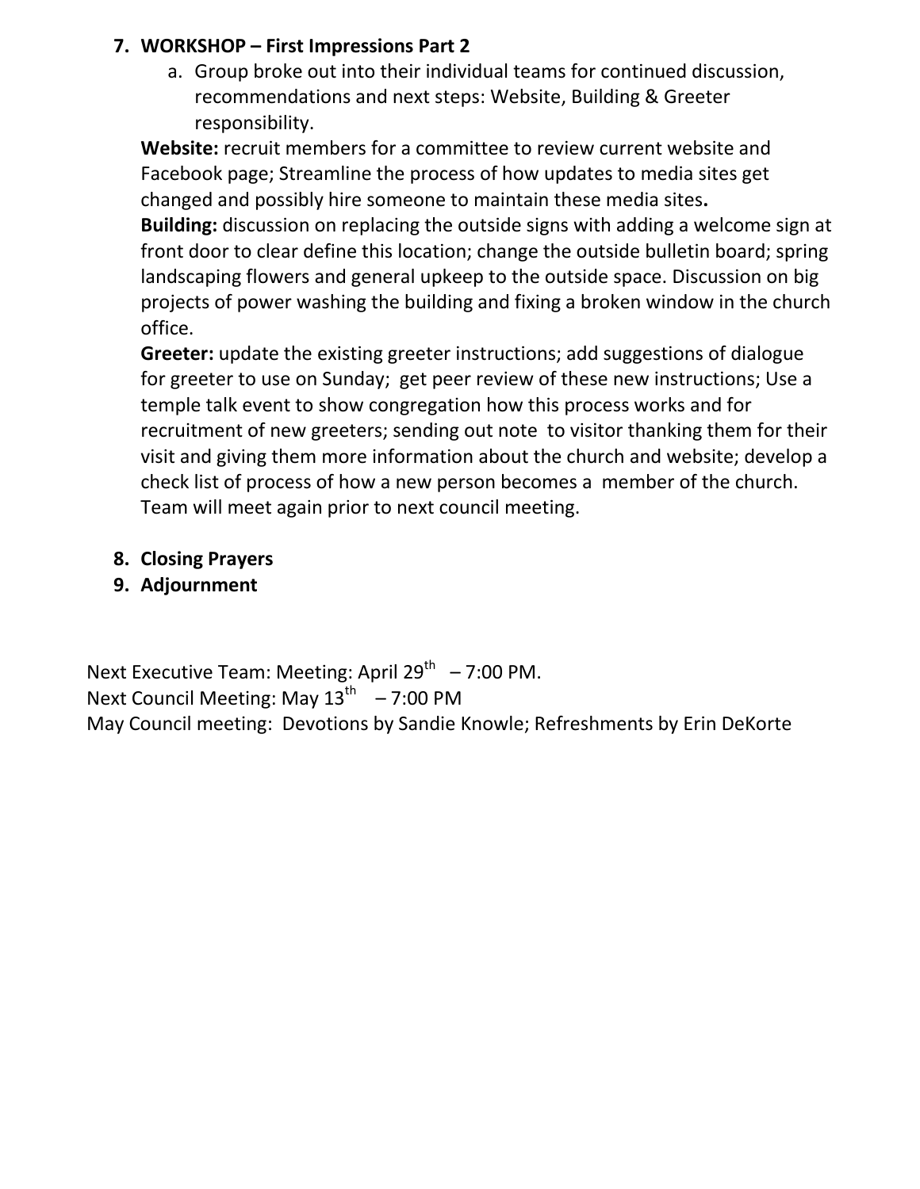7. **WORKSHOP – First Impressions Part 2**
    a. Group broke out into their individual teams for continued discussion, recommendations and next steps: Website, Building & Greeter responsibility.

    **Website:** recruit members for a committee to review current website and Facebook page; Streamline the process of how updates to media sites get changed and possibly hire someone to maintain these media sites**.**

    **Building:** discussion on replacing the outside signs with adding a welcome sign at front door to clear define this location; change the outside bulletin board; spring landscaping flowers and general upkeep to the outside space. Discussion on big projects of power washing the building and fixing a broken window in the church office.

    **Greeter:** update the existing greeter instructions; add suggestions of dialogue for greeter to use on Sunday; get peer review of these new instructions; Use a temple talk event to show congregation how this process works and for recruitment of new greeters; sending out note to visitor thanking them for their visit and giving them more information about the church and website; develop a check list of process of how a new person becomes a member of the church. Team will meet again prior to next council meeting.

8. **Closing Prayers**
9. **Adjournment**

Next Executive Team: Meeting: April 29th – 7:00 PM.
Next Council Meeting: May 13th – 7:00 PM
May Council meeting: Devotions by Sandie Knowle; Refreshments by Erin DeKorte